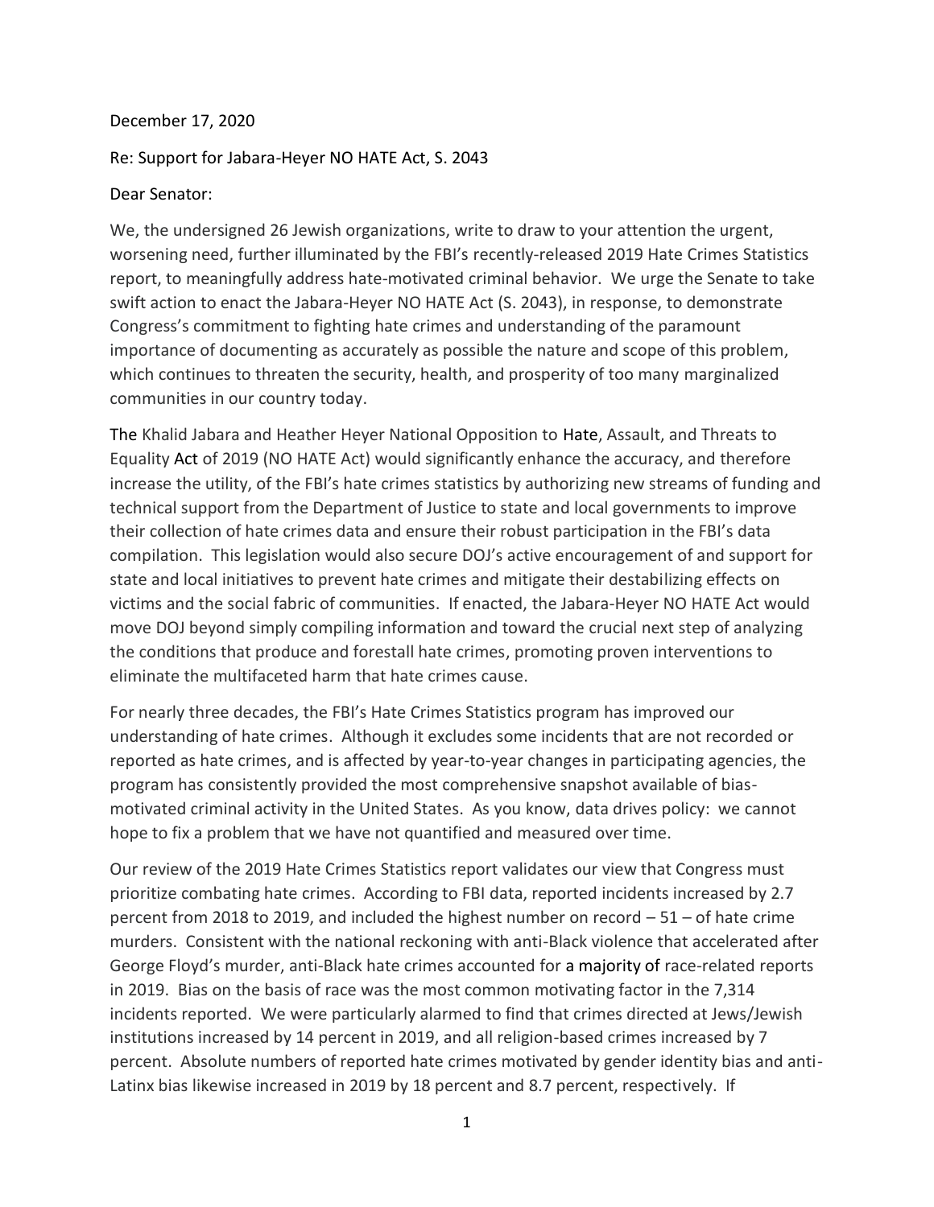December 17, 2020

Re: Support for Jabara-Heyer NO HATE Act, S. 2043

Dear Senator:

We, the undersigned 26 Jewish organizations, write to draw to your attention the urgent, worsening need, further illuminated by the FBI's recently-released 2019 Hate Crimes Statistics report, to meaningfully address hate-motivated criminal behavior. We urge the Senate to take swift action to enact the Jabara-Heyer NO HATE Act (S. 2043), in response, to demonstrate Congress's commitment to fighting hate crimes and understanding of the paramount importance of documenting as accurately as possible the nature and scope of this problem, which continues to threaten the security, health, and prosperity of too many marginalized communities in our country today.

The Khalid Jabara and Heather Heyer National Opposition to Hate, Assault, and Threats to Equality Act of 2019 (NO HATE Act) would significantly enhance the accuracy, and therefore increase the utility, of the FBI's hate crimes statistics by authorizing new streams of funding and technical support from the Department of Justice to state and local governments to improve their collection of hate crimes data and ensure their robust participation in the FBI's data compilation. This legislation would also secure DOJ's active encouragement of and support for state and local initiatives to prevent hate crimes and mitigate their destabilizing effects on victims and the social fabric of communities. If enacted, the Jabara-Heyer NO HATE Act would move DOJ beyond simply compiling information and toward the crucial next step of analyzing the conditions that produce and forestall hate crimes, promoting proven interventions to eliminate the multifaceted harm that hate crimes cause.

For nearly three decades, the FBI's Hate Crimes Statistics program has improved our understanding of hate crimes. Although it excludes some incidents that are not recorded or reported as hate crimes, and is affected by year-to-year changes in participating agencies, the program has consistently provided the most comprehensive snapshot available of bias-motivated criminal activity in the United States. As you know, data drives policy: we cannot hope to fix a problem that we have not quantified and measured over time.

Our review of the 2019 Hate Crimes Statistics report validates our view that Congress must prioritize combating hate crimes. According to FBI data, reported incidents increased by 2.7 percent from 2018 to 2019, and included the highest number on record – 51 – of hate crime murders. Consistent with the national reckoning with anti-Black violence that accelerated after George Floyd's murder, anti-Black hate crimes accounted for a majority of race-related reports in 2019. Bias on the basis of race was the most common motivating factor in the 7,314 incidents reported. We were particularly alarmed to find that crimes directed at Jews/Jewish institutions increased by 14 percent in 2019, and all religion-based crimes increased by 7 percent. Absolute numbers of reported hate crimes motivated by gender identity bias and anti-Latinx bias likewise increased in 2019 by 18 percent and 8.7 percent, respectively. If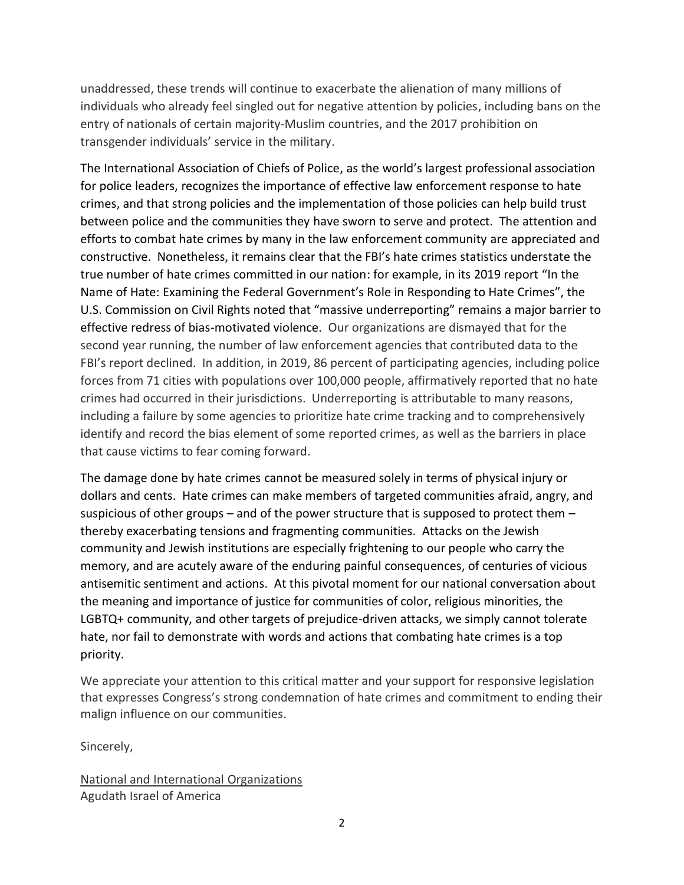unaddressed, these trends will continue to exacerbate the alienation of many millions of individuals who already feel singled out for negative attention by policies, including bans on the entry of nationals of certain majority-Muslim countries, and the 2017 prohibition on transgender individuals' service in the military.

The International Association of Chiefs of Police, as the world's largest professional association for police leaders, recognizes the importance of effective law enforcement response to hate crimes, and that strong policies and the implementation of those policies can help build trust between police and the communities they have sworn to serve and protect. The attention and efforts to combat hate crimes by many in the law enforcement community are appreciated and constructive. Nonetheless, it remains clear that the FBI's hate crimes statistics understate the true number of hate crimes committed in our nation: for example, in its 2019 report "In the Name of Hate: Examining the Federal Government's Role in Responding to Hate Crimes", the U.S. Commission on Civil Rights noted that "massive underreporting" remains a major barrier to effective redress of bias-motivated violence. Our organizations are dismayed that for the second year running, the number of law enforcement agencies that contributed data to the FBI's report declined. In addition, in 2019, 86 percent of participating agencies, including police forces from 71 cities with populations over 100,000 people, affirmatively reported that no hate crimes had occurred in their jurisdictions. Underreporting is attributable to many reasons, including a failure by some agencies to prioritize hate crime tracking and to comprehensively identify and record the bias element of some reported crimes, as well as the barriers in place that cause victims to fear coming forward.

The damage done by hate crimes cannot be measured solely in terms of physical injury or dollars and cents. Hate crimes can make members of targeted communities afraid, angry, and suspicious of other groups – and of the power structure that is supposed to protect them – thereby exacerbating tensions and fragmenting communities. Attacks on the Jewish community and Jewish institutions are especially frightening to our people who carry the memory, and are acutely aware of the enduring painful consequences, of centuries of vicious antisemitic sentiment and actions. At this pivotal moment for our national conversation about the meaning and importance of justice for communities of color, religious minorities, the LGBTQ+ community, and other targets of prejudice-driven attacks, we simply cannot tolerate hate, nor fail to demonstrate with words and actions that combating hate crimes is a top priority.

We appreciate your attention to this critical matter and your support for responsive legislation that expresses Congress's strong condemnation of hate crimes and commitment to ending their malign influence on our communities.

Sincerely,

<u>National and International Organizations</u>
Agudath Israel of America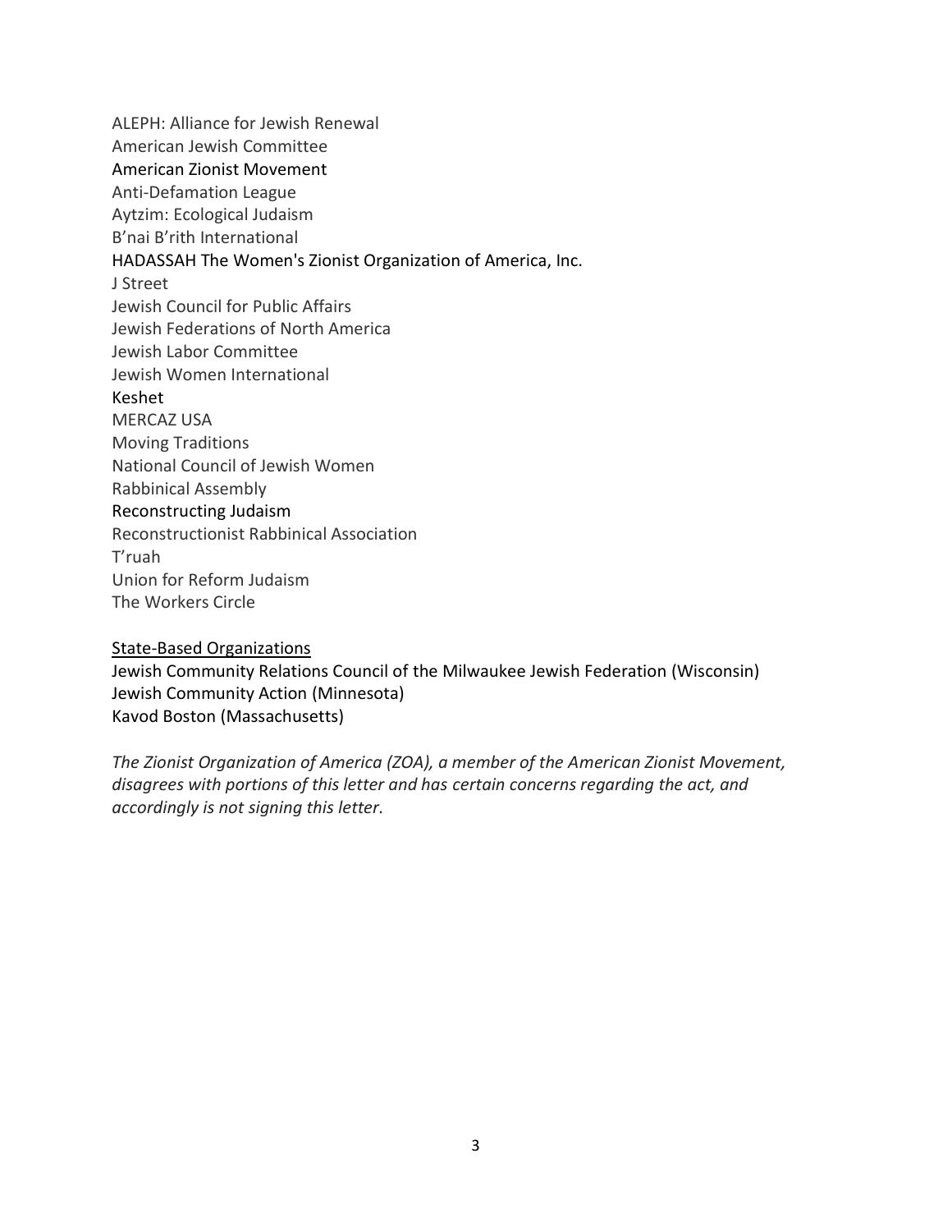ALEPH: Alliance for Jewish Renewal
American Jewish Committee
American Zionist Movement
Anti-Defamation League
Aytzim: Ecological Judaism
B'nai B'rith International
HADASSAH The Women's Zionist Organization of America, Inc.
J Street
Jewish Council for Public Affairs
Jewish Federations of North America
Jewish Labor Committee
Jewish Women International
Keshet
MERCAZ USA
Moving Traditions
National Council of Jewish Women
Rabbinical Assembly
Reconstructing Judaism
Reconstructionist Rabbinical Association
T'ruah
Union for Reform Judaism
The Workers Circle

<u>State-Based Organizations</u>

Jewish Community Relations Council of the Milwaukee Jewish Federation (Wisconsin)
Jewish Community Action (Minnesota)
Kavod Boston (Massachusetts)

*The Zionist Organization of America (ZOA), a member of the American Zionist Movement, disagrees with portions of this letter and has certain concerns regarding the act, and accordingly is not signing this letter.*